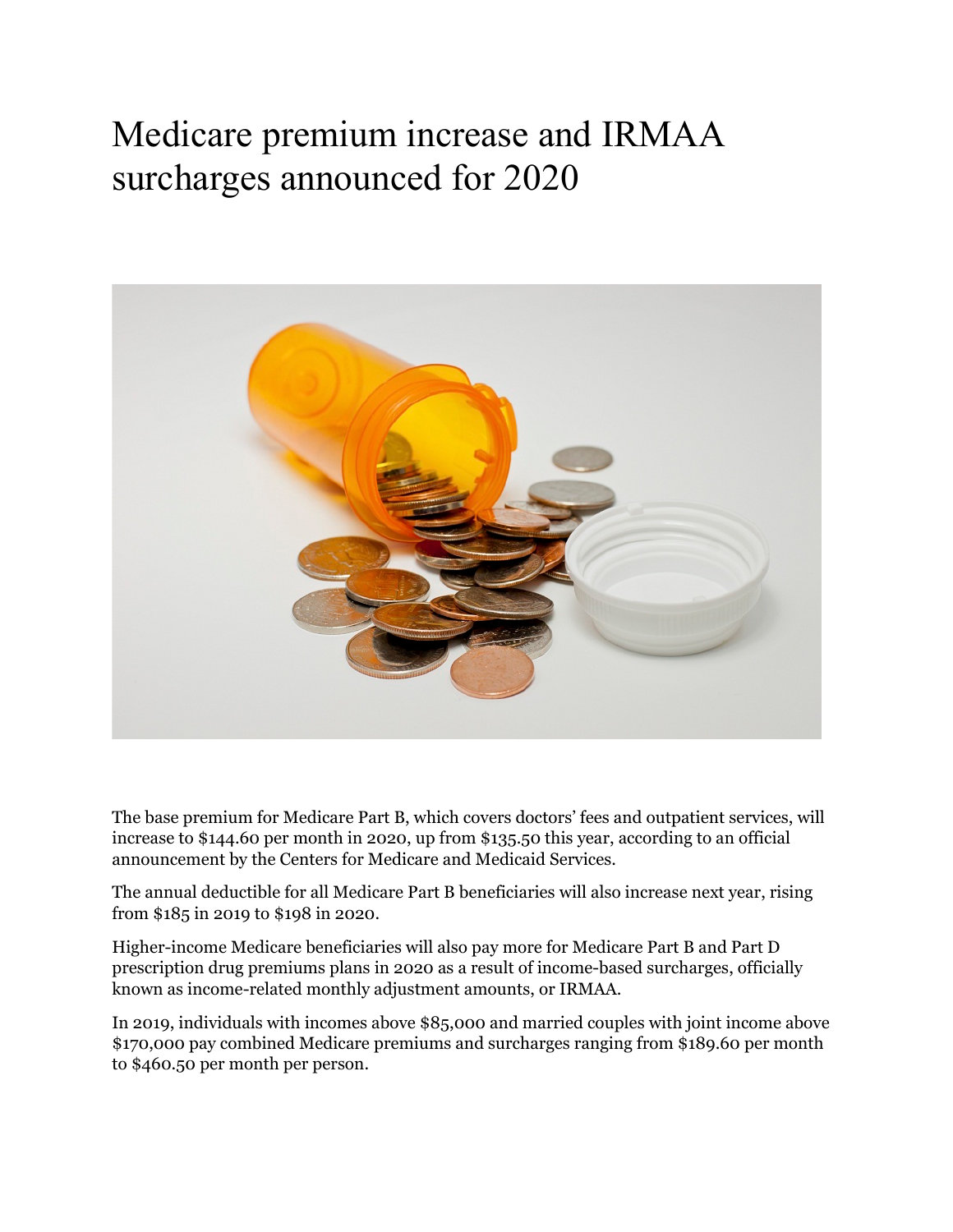# Medicare premium increase and IRMAA surcharges announced for 2020

The base premium for Medicare Part B, which covers doctors' fees and outpatient services, will increase to $144.60 per month in 2020, up from $135.50 this year, according to an official announcement by the Centers for Medicare and Medicaid Services.

The annual deductible for all Medicare Part B beneficiaries will also increase next year, rising from $185 in 2019 to $198 in 2020.

Higher-income Medicare beneficiaries will also pay more for Medicare Part B and Part D prescription drug premiums plans in 2020 as a result of income-based surcharges, officially known as income-related monthly adjustment amounts, or IRMAA.

In 2019, individuals with incomes above $85,000 and married couples with joint income above $170,000 pay combined Medicare premiums and surcharges ranging from $189.60 per month to $460.50 per month per person.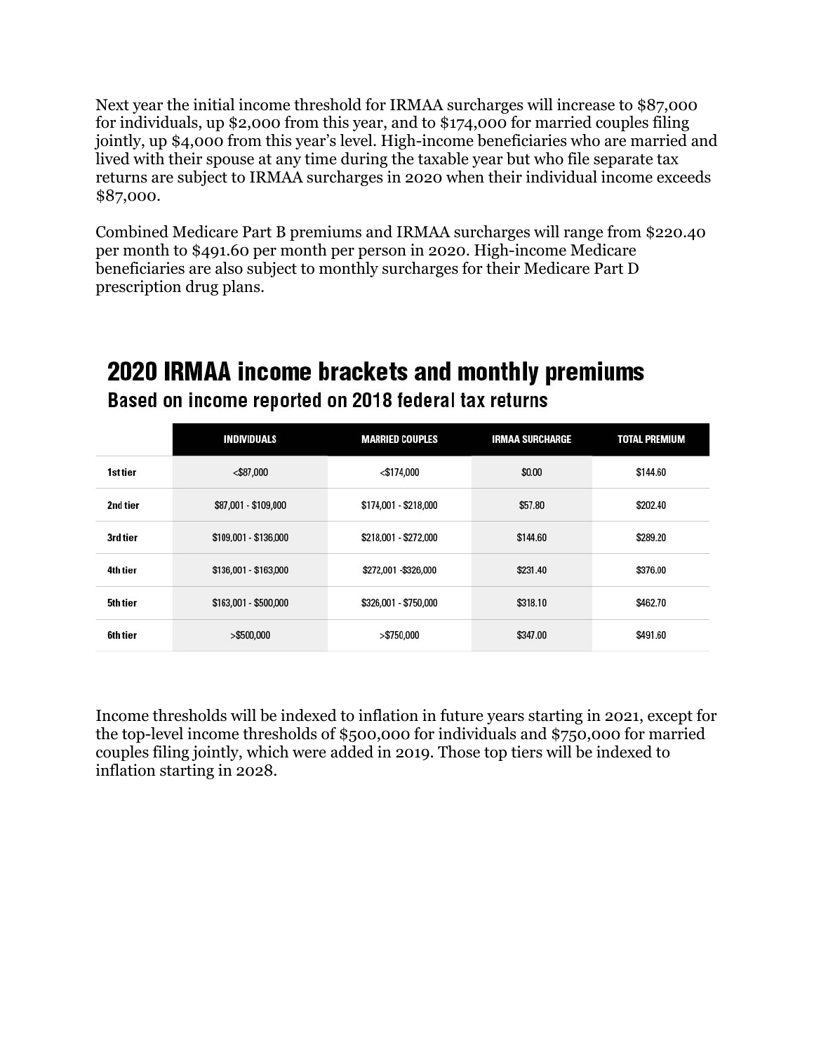Next year the initial income threshold for IRMAA surcharges will increase to $87,000 for individuals, up $2,000 from this year, and to $174,000 for married couples filing jointly, up $4,000 from this year's level. High-income beneficiaries who are married and lived with their spouse at any time during the taxable year but who file separate tax returns are subject to IRMAA surcharges in 2020 when their individual income exceeds $87,000.

Combined Medicare Part B premiums and IRMAA surcharges will range from $220.40 per month to $491.60 per month per person in 2020. High-income Medicare beneficiaries are also subject to monthly surcharges for their Medicare Part D prescription drug plans.

## 2020 IRMAA income brackets and monthly premiums

### Based on income reported on 2018 federal tax returns

| | INDIVIDUALS | MARRIED COUPLES | IRMAA SURCHARGE | TOTAL PREMIUM |
|---|---|---|---|---|
| **1st tier** | <$87,000 | <$174,000 | $0.00 | $144.60 |
| **2nd tier** | $87,001 - $109,000 | $174,001 - $218,000 | $57.80 | $202.40 |
| **3rd tier** | $109,001 - $136,000 | $218,001 - $272,000 | $144.60 | $289.20 |
| **4th tier** | $136,001 - $163,000 | $272,001 -$326,000 | $231.40 | $376.00 |
| **5th tier** | $163,001 - $500,000 | $326,001 - $750,000 | $318.10 | $462.70 |
| **6th tier** | >$500,000 | >$750,000 | $347.00 | $491.60 |

Income thresholds will be indexed to inflation in future years starting in 2021, except for the top-level income thresholds of $500,000 for individuals and $750,000 for married couples filing jointly, which were added in 2019. Those top tiers will be indexed to inflation starting in 2028.